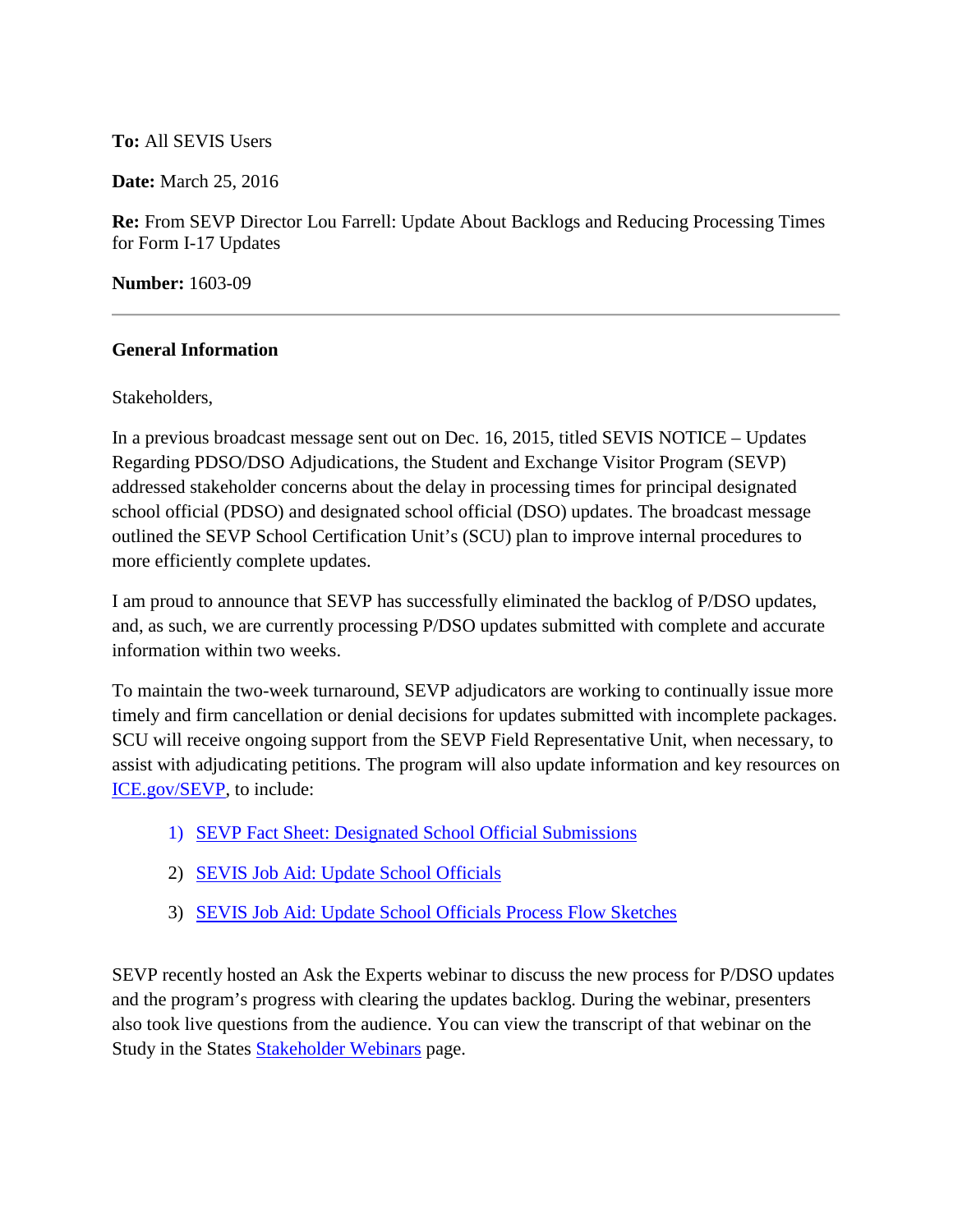**To:** All SEVIS Users

**Date:** March 25, 2016

**Re:** From SEVP Director Lou Farrell: Update About Backlogs and Reducing Processing Times for Form I-17 Updates

**Number:** 1603-09

---

## General Information

Stakeholders,

In a previous broadcast message sent out on Dec. 16, 2015, titled SEVIS NOTICE – Updates Regarding PDSO/DSO Adjudications, the Student and Exchange Visitor Program (SEVP) addressed stakeholder concerns about the delay in processing times for principal designated school official (PDSO) and designated school official (DSO) updates. The broadcast message outlined the SEVP School Certification Unit's (SCU) plan to improve internal procedures to more efficiently complete updates.

I am proud to announce that SEVP has successfully eliminated the backlog of P/DSO updates, and, as such, we are currently processing P/DSO updates submitted with complete and accurate information within two weeks.

To maintain the two-week turnaround, SEVP adjudicators are working to continually issue more timely and firm cancellation or denial decisions for updates submitted with incomplete packages. SCU will receive ongoing support from the SEVP Field Representative Unit, when necessary, to assist with adjudicating petitions. The program will also update information and key resources on ICE.gov/SEVP, to include:

1) SEVP Fact Sheet: Designated School Official Submissions
2) SEVIS Job Aid: Update School Officials
3) SEVIS Job Aid: Update School Officials Process Flow Sketches

SEVP recently hosted an Ask the Experts webinar to discuss the new process for P/DSO updates and the program's progress with clearing the updates backlog. During the webinar, presenters also took live questions from the audience. You can view the transcript of that webinar on the Study in the States Stakeholder Webinars page.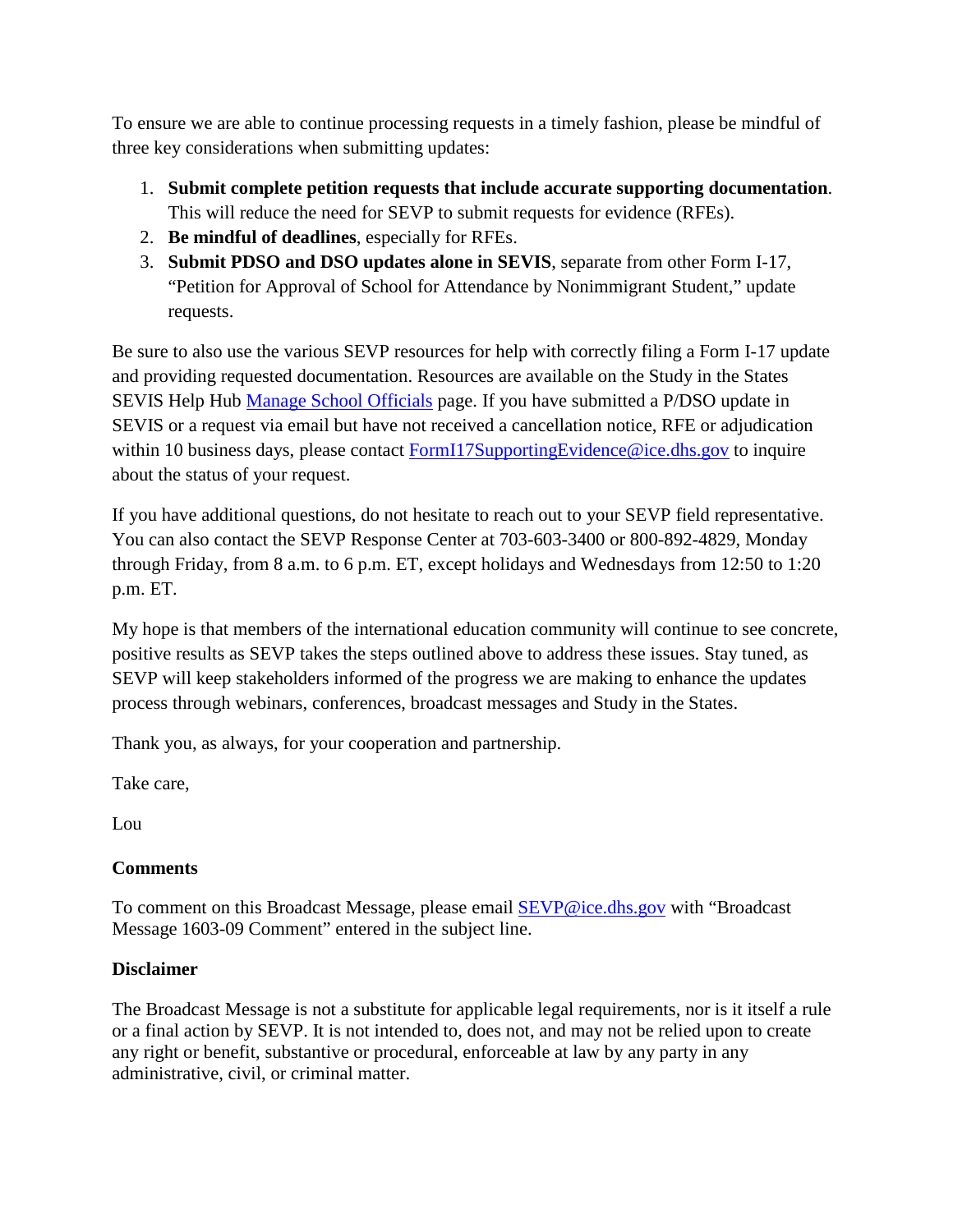To ensure we are able to continue processing requests in a timely fashion, please be mindful of three key considerations when submitting updates:

1. **Submit complete petition requests that include accurate supporting documentation**. This will reduce the need for SEVP to submit requests for evidence (RFEs).
2. **Be mindful of deadlines**, especially for RFEs.
3. **Submit PDSO and DSO updates alone in SEVIS**, separate from other Form I-17, "Petition for Approval of School for Attendance by Nonimmigrant Student," update requests.

Be sure to also use the various SEVP resources for help with correctly filing a Form I-17 update and providing requested documentation. Resources are available on the Study in the States SEVIS Help Hub [Manage School Officials]() page. If you have submitted a P/DSO update in SEVIS or a request via email but have not received a cancellation notice, RFE or adjudication within 10 business days, please contact [FormI17SupportingEvidence@ice.dhs.gov](mailto:FormI17SupportingEvidence@ice.dhs.gov) to inquire about the status of your request.

If you have additional questions, do not hesitate to reach out to your SEVP field representative. You can also contact the SEVP Response Center at 703-603-3400 or 800-892-4829, Monday through Friday, from 8 a.m. to 6 p.m. ET, except holidays and Wednesdays from 12:50 to 1:20 p.m. ET.

My hope is that members of the international education community will continue to see concrete, positive results as SEVP takes the steps outlined above to address these issues. Stay tuned, as SEVP will keep stakeholders informed of the progress we are making to enhance the updates process through webinars, conferences, broadcast messages and Study in the States.

Thank you, as always, for your cooperation and partnership.

Take care,

Lou

**Comments**

To comment on this Broadcast Message, please email [SEVP@ice.dhs.gov](mailto:SEVP@ice.dhs.gov) with "Broadcast Message 1603-09 Comment" entered in the subject line.

**Disclaimer**

The Broadcast Message is not a substitute for applicable legal requirements, nor is it itself a rule or a final action by SEVP. It is not intended to, does not, and may not be relied upon to create any right or benefit, substantive or procedural, enforceable at law by any party in any administrative, civil, or criminal matter.